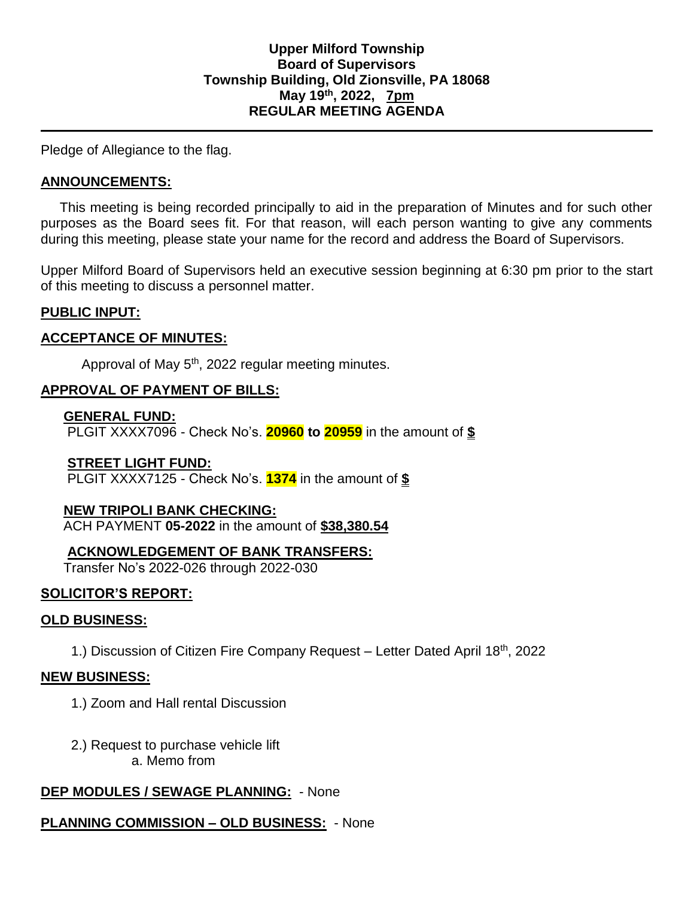**Upper Milford Township**
**Board of Supervisors**
**Township Building, Old Zionsville, PA 18068**
**May 19th, 2022, 7pm**
**REGULAR MEETING AGENDA**

---

Pledge of Allegiance to the flag.

## ANNOUNCEMENTS:

This meeting is being recorded principally to aid in the preparation of Minutes and for such other purposes as the Board sees fit. For that reason, will each person wanting to give any comments during this meeting, please state your name for the record and address the Board of Supervisors.

Upper Milford Board of Supervisors held an executive session beginning at 6:30 pm prior to the start of this meeting to discuss a personnel matter.

## PUBLIC INPUT:

## ACCEPTANCE OF MINUTES:

Approval of May 5th, 2022 regular meeting minutes.

## APPROVAL OF PAYMENT OF BILLS:

**GENERAL FUND:**
PLGIT XXXX7096 - Check No's. **20960 to 20959** in the amount of **$**

**STREET LIGHT FUND:**
PLGIT XXXX7125 - Check No's. **1374** in the amount of **$**

**NEW TRIPOLI BANK CHECKING:**
ACH PAYMENT **05-2022** in the amount of **$38,380.54**

**ACKNOWLEDGEMENT OF BANK TRANSFERS:**
Transfer No's 2022-026 through 2022-030

## SOLICITOR'S REPORT:

## OLD BUSINESS:

1.) Discussion of Citizen Fire Company Request – Letter Dated April 18th, 2022

## NEW BUSINESS:

1.) Zoom and Hall rental Discussion

2.) Request to purchase vehicle lift
  a. Memo from

## DEP MODULES / SEWAGE PLANNING: - None

## PLANNING COMMISSION – OLD BUSINESS: - None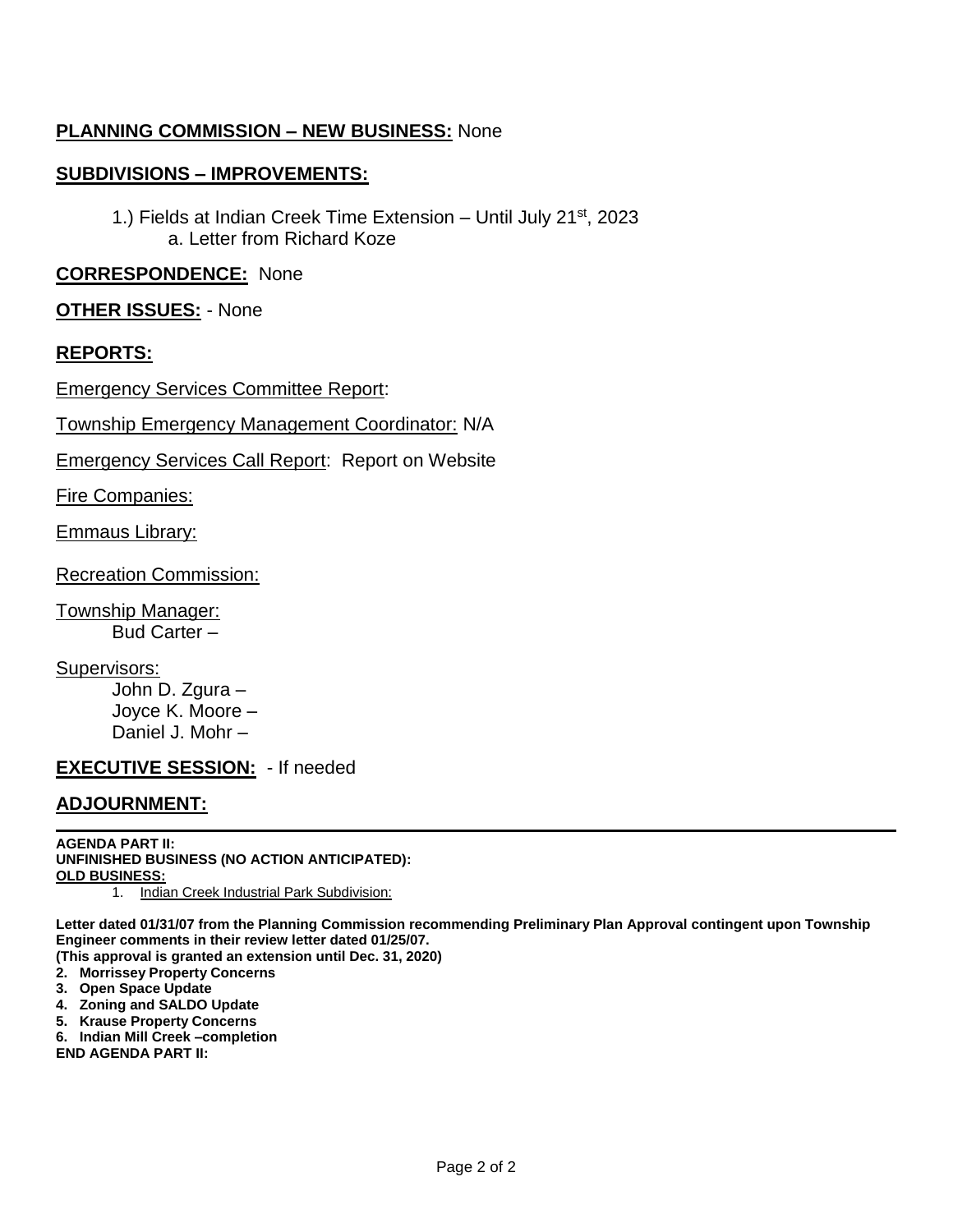**PLANNING COMMISSION – NEW BUSINESS:** None

**SUBDIVISIONS – IMPROVEMENTS:**

1.) Fields at Indian Creek Time Extension – Until July 21st, 2023
   a. Letter from Richard Koze

**CORRESPONDENCE:** None

**OTHER ISSUES:** - None

**REPORTS:**

Emergency Services Committee Report:

Township Emergency Management Coordinator: N/A

Emergency Services Call Report: Report on Website

Fire Companies:

Emmaus Library:

Recreation Commission:

Township Manager:
  Bud Carter –

Supervisors:
  John D. Zgura –
  Joyce K. Moore –
  Daniel J. Mohr –

**EXECUTIVE SESSION:** - If needed

**ADJOURNMENT:**

---

**AGENDA PART II:**
**UNFINISHED BUSINESS (NO ACTION ANTICIPATED):**
**OLD BUSINESS:**

1. Indian Creek Industrial Park Subdivision:

**Letter dated 01/31/07 from the Planning Commission recommending Preliminary Plan Approval contingent upon Township Engineer comments in their review letter dated 01/25/07.**
**(This approval is granted an extension until Dec. 31, 2020)**

2. **Morrissey Property Concerns**
3. **Open Space Update**
4. **Zoning and SALDO Update**
5. **Krause Property Concerns**
6. **Indian Mill Creek –completion**

**END AGENDA PART II:**